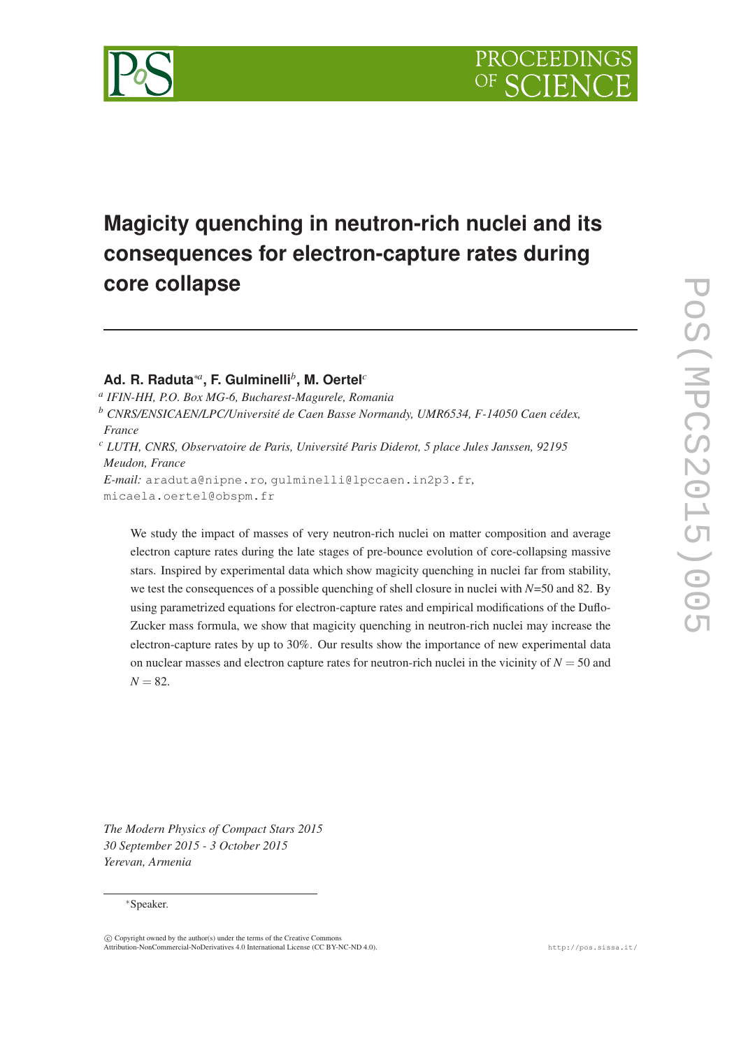# Magicity quenching in neutron-rich nuclei and its consequences for electron-capture rates during core collapse

**Ad. R. Raduta**[*a], **F. Gulminelli**[b], **M. Oertel**[c]

[a] *IFIN-HH, P.O. Box MG-6, Bucharest-Magurele, Romania*

[b] *CNRS/ENSICAEN/LPC/Université de Caen Basse Normandy, UMR6534, F-14050 Caen cédex, France*

[c] *LUTH, CNRS, Observatoire de Paris, Université Paris Diderot, 5 place Jules Janssen, 92195 Meudon, France*

*E-mail:* araduta@nipne.ro, gulminelli@lpccaen.in2p3.fr, micaela.oertel@obspm.fr

We study the impact of masses of very neutron-rich nuclei on matter composition and average electron capture rates during the late stages of pre-bounce evolution of core-collapsing massive stars. Inspired by experimental data which show magicity quenching in nuclei far from stability, we test the consequences of a possible quenching of shell closure in nuclei with $N$=50 and 82. By using parametrized equations for electron-capture rates and empirical modifications of the Duflo-Zucker mass formula, we show that magicity quenching in neutron-rich nuclei may increase the electron-capture rates by up to 30%. Our results show the importance of new experimental data on nuclear masses and electron capture rates for neutron-rich nuclei in the vicinity of $N = 50$ and $N = 82$.

*The Modern Physics of Compact Stars 2015*
*30 September 2015 - 3 October 2015*
*Yerevan, Armenia*

*Speaker.

© Copyright owned by the author(s) under the terms of the Creative Commons Attribution-NonCommercial-NoDerivatives 4.0 International License (CC BY-NC-ND 4.0).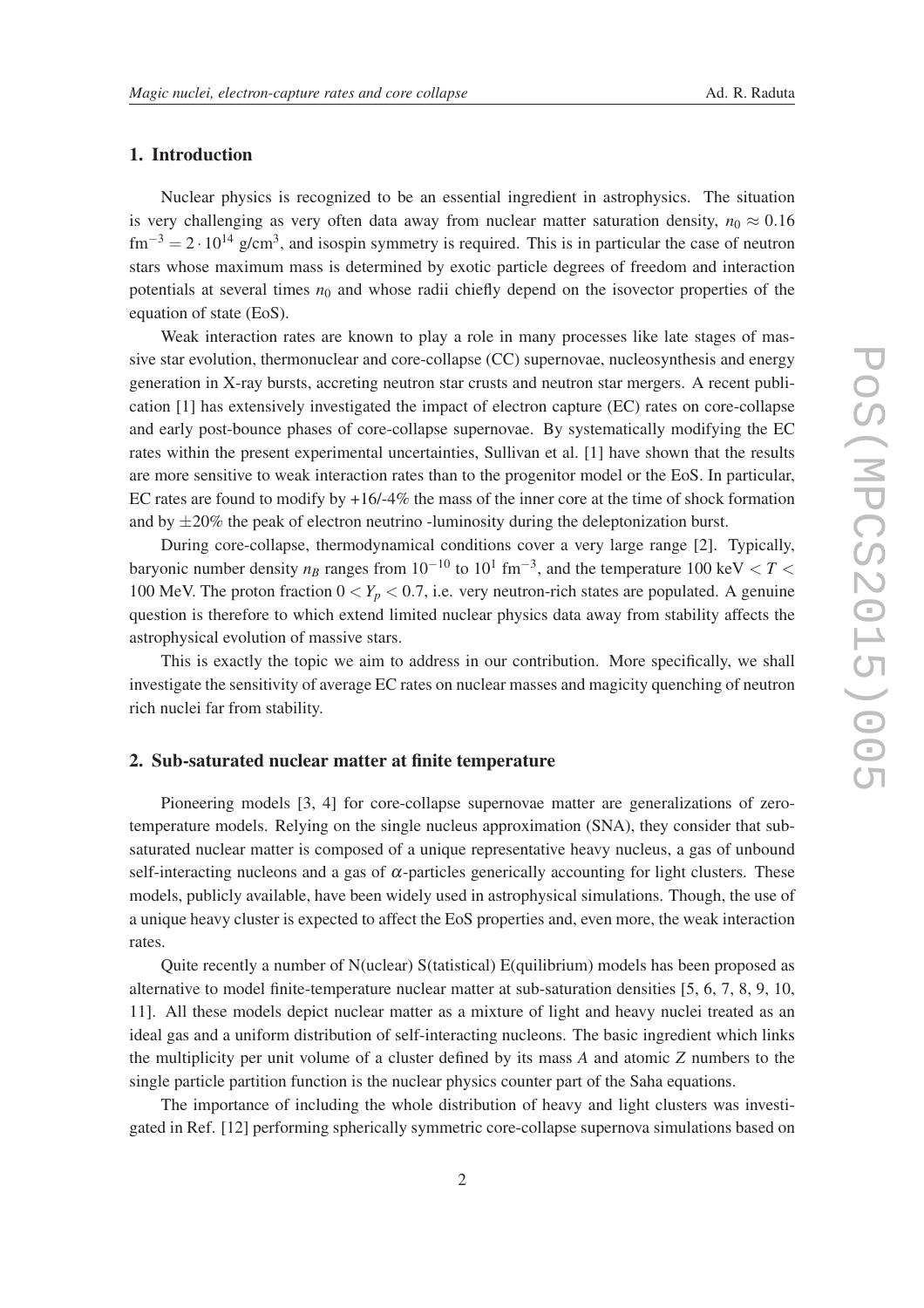## 1. Introduction

Nuclear physics is recognized to be an essential ingredient in astrophysics. The situation is very challenging as very often data away from nuclear matter saturation density, $n_0 \approx 0.16$ $\text{fm}^{-3} = 2 \cdot 10^{14}$ g/cm$^3$, and isospin symmetry is required. This is in particular the case of neutron stars whose maximum mass is determined by exotic particle degrees of freedom and interaction potentials at several times $n_0$ and whose radii chiefly depend on the isovector properties of the equation of state (EoS).

Weak interaction rates are known to play a role in many processes like late stages of massive star evolution, thermonuclear and core-collapse (CC) supernovae, nucleosynthesis and energy generation in X-ray bursts, accreting neutron star crusts and neutron star mergers. A recent publication [1] has extensively investigated the impact of electron capture (EC) rates on core-collapse and early post-bounce phases of core-collapse supernovae. By systematically modifying the EC rates within the present experimental uncertainties, Sullivan et al. [1] have shown that the results are more sensitive to weak interaction rates than to the progenitor model or the EoS. In particular, EC rates are found to modify by +16/-4% the mass of the inner core at the time of shock formation and by $\pm 20\%$ the peak of electron neutrino -luminosity during the deleptonization burst.

During core-collapse, thermodynamical conditions cover a very large range [2]. Typically, baryonic number density $n_B$ ranges from $10^{-10}$ to $10^{1}$ fm$^{-3}$, and the temperature 100 keV $< T <$ 100 MeV. The proton fraction $0 < Y_p < 0.7$, i.e. very neutron-rich states are populated. A genuine question is therefore to which extend limited nuclear physics data away from stability affects the astrophysical evolution of massive stars.

This is exactly the topic we aim to address in our contribution. More specifically, we shall investigate the sensitivity of average EC rates on nuclear masses and magicity quenching of neutron rich nuclei far from stability.

## 2. Sub-saturated nuclear matter at finite temperature

Pioneering models [3, 4] for core-collapse supernovae matter are generalizations of zero-temperature models. Relying on the single nucleus approximation (SNA), they consider that sub-saturated nuclear matter is composed of a unique representative heavy nucleus, a gas of unbound self-interacting nucleons and a gas of $\alpha$-particles generically accounting for light clusters. These models, publicly available, have been widely used in astrophysical simulations. Though, the use of a unique heavy cluster is expected to affect the EoS properties and, even more, the weak interaction rates.

Quite recently a number of N(uclear) S(tatistical) E(quilibrium) models has been proposed as alternative to model finite-temperature nuclear matter at sub-saturation densities [5, 6, 7, 8, 9, 10, 11]. All these models depict nuclear matter as a mixture of light and heavy nuclei treated as an ideal gas and a uniform distribution of self-interacting nucleons. The basic ingredient which links the multiplicity per unit volume of a cluster defined by its mass $A$ and atomic $Z$ numbers to the single particle partition function is the nuclear physics counter part of the Saha equations.

The importance of including the whole distribution of heavy and light clusters was investigated in Ref. [12] performing spherically symmetric core-collapse supernova simulations based on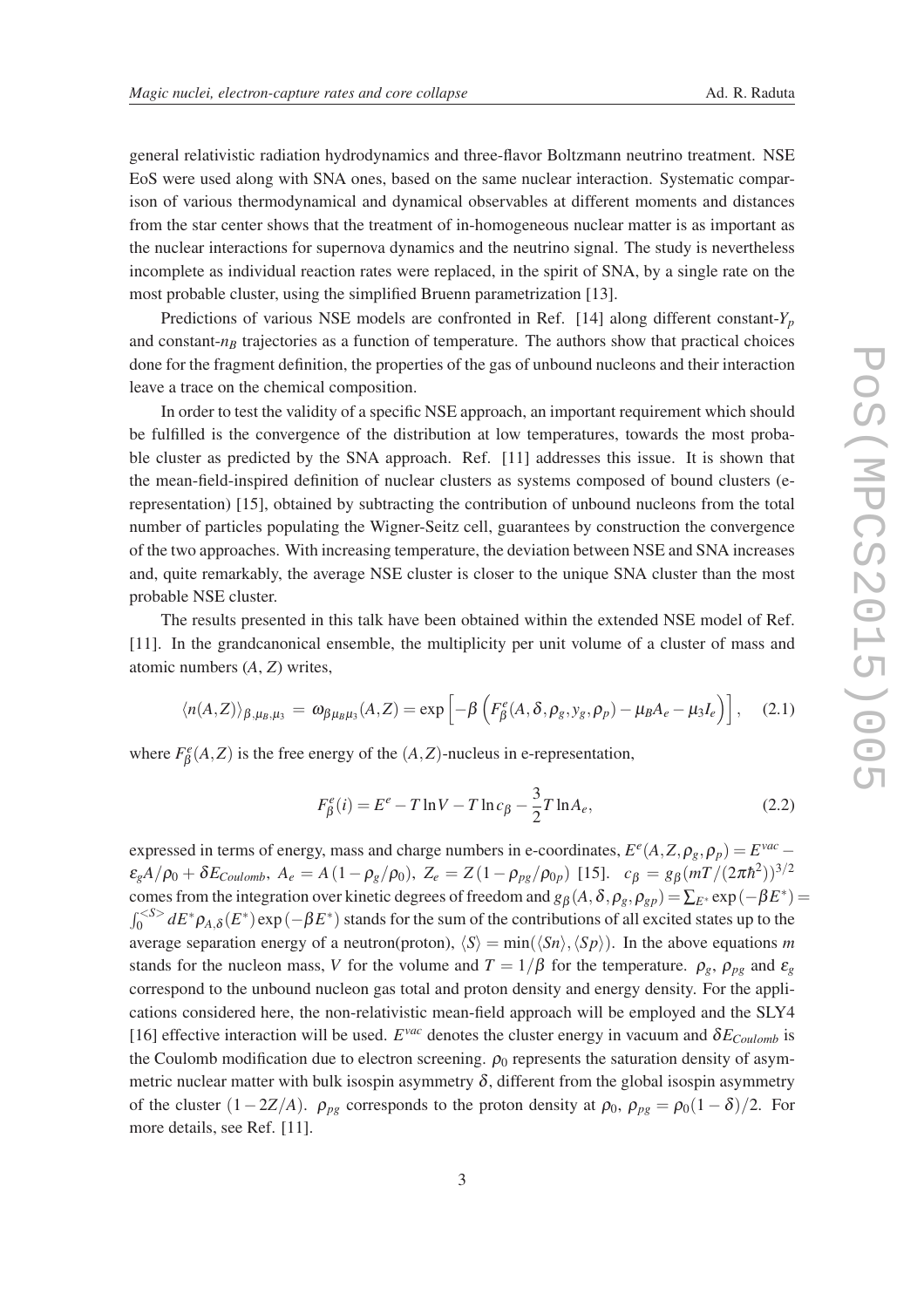general relativistic radiation hydrodynamics and three-flavor Boltzmann neutrino treatment. NSE EoS were used along with SNA ones, based on the same nuclear interaction. Systematic comparison of various thermodynamical and dynamical observables at different moments and distances from the star center shows that the treatment of in-homogeneous nuclear matter is as important as the nuclear interactions for supernova dynamics and the neutrino signal. The study is nevertheless incomplete as individual reaction rates were replaced, in the spirit of SNA, by a single rate on the most probable cluster, using the simplified Bruenn parametrization [13].

Predictions of various NSE models are confronted in Ref. [14] along different constant-$Y_p$ and constant-$n_B$ trajectories as a function of temperature. The authors show that practical choices done for the fragment definition, the properties of the gas of unbound nucleons and their interaction leave a trace on the chemical composition.

In order to test the validity of a specific NSE approach, an important requirement which should be fulfilled is the convergence of the distribution at low temperatures, towards the most probable cluster as predicted by the SNA approach. Ref. [11] addresses this issue. It is shown that the mean-field-inspired definition of nuclear clusters as systems composed of bound clusters (e-representation) [15], obtained by subtracting the contribution of unbound nucleons from the total number of particles populating the Wigner-Seitz cell, guarantees by construction the convergence of the two approaches. With increasing temperature, the deviation between NSE and SNA increases and, quite remarkably, the average NSE cluster is closer to the unique SNA cluster than the most probable NSE cluster.

The results presented in this talk have been obtained within the extended NSE model of Ref. [11]. In the grandcanonical ensemble, the multiplicity per unit volume of a cluster of mass and atomic numbers $(A, Z)$ writes,

$$\langle n(A,Z)\rangle_{\beta,\mu_B,\mu_3} = \omega_{\beta\mu_B\mu_3}(A,Z) = \exp\left[-\beta\left(F^e_\beta(A,\delta,\rho_g,y_g,\rho_p) - \mu_B A_e - \mu_3 I_e\right)\right], \quad (2.1)$$

where $F^e_\beta(A,Z)$ is the free energy of the $(A,Z)$-nucleus in e-representation,

$$F^e_\beta(i) = E^e - T\ln V - T\ln c_\beta - \frac{3}{2}T\ln A_e, \quad (2.2)$$

expressed in terms of energy, mass and charge numbers in e-coordinates, $E^e(A,Z,\rho_g,\rho_p) = E^{vac} - \varepsilon_g A/\rho_0 + \delta E_{Coulomb}$, $A_e = A\left(1-\rho_g/\rho_0\right)$, $Z_e = Z\left(1-\rho_{pg}/\rho_{0p}\right)$ [15]. $c_\beta = g_\beta(mT/(2\pi\hbar^2))^{3/2}$ comes from the integration over kinetic degrees of freedom and $g_\beta(A,\delta,\rho_g,\rho_{gp}) = \sum_{E^*}\exp(-\beta E^*) = \int_0^{<S>} dE^*\rho_{A,\delta}(E^*)\exp(-\beta E^*)$ stands for the sum of the contributions of all excited states up to the average separation energy of a neutron(proton), $\langle S\rangle = \min(\langle Sn\rangle,\langle Sp\rangle)$. In the above equations $m$ stands for the nucleon mass, $V$ for the volume and $T = 1/\beta$ for the temperature. $\rho_g$, $\rho_{pg}$ and $\varepsilon_g$ correspond to the unbound nucleon gas total and proton density and energy density. For the applications considered here, the non-relativistic mean-field approach will be employed and the SLY4 [16] effective interaction will be used. $E^{vac}$ denotes the cluster energy in vacuum and $\delta E_{Coulomb}$ is the Coulomb modification due to electron screening. $\rho_0$ represents the saturation density of asymmetric nuclear matter with bulk isospin asymmetry $\delta$, different from the global isospin asymmetry of the cluster $(1-2Z/A)$. $\rho_{pg}$ corresponds to the proton density at $\rho_0$, $\rho_{pg} = \rho_0(1-\delta)/2$. For more details, see Ref. [11].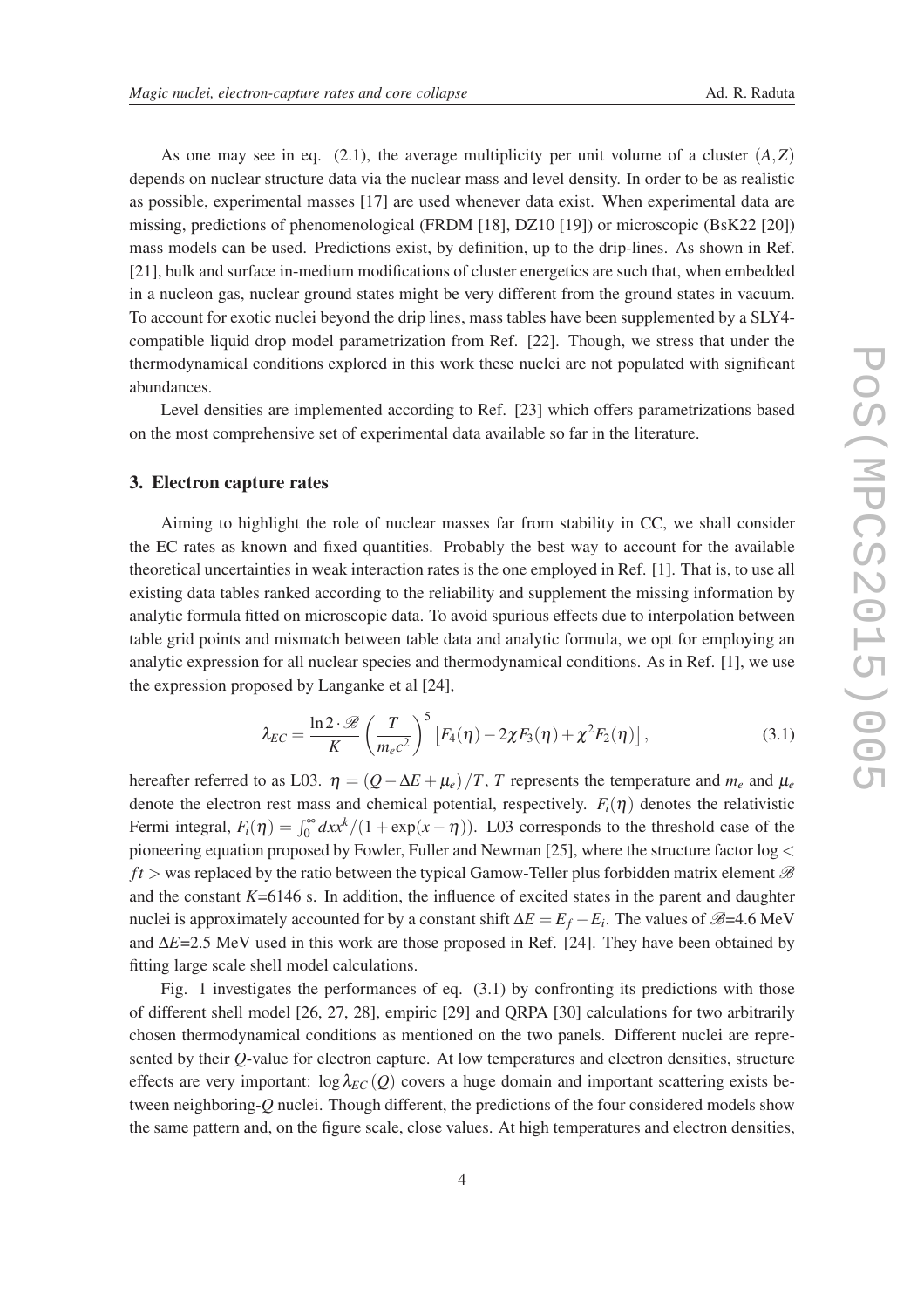As one may see in eq. (2.1), the average multiplicity per unit volume of a cluster $(A,Z)$ depends on nuclear structure data via the nuclear mass and level density. In order to be as realistic as possible, experimental masses [17] are used whenever data exist. When experimental data are missing, predictions of phenomenological (FRDM [18], DZ10 [19]) or microscopic (BsK22 [20]) mass models can be used. Predictions exist, by definition, up to the drip-lines. As shown in Ref. [21], bulk and surface in-medium modifications of cluster energetics are such that, when embedded in a nucleon gas, nuclear ground states might be very different from the ground states in vacuum. To account for exotic nuclei beyond the drip lines, mass tables have been supplemented by a SLY4-compatible liquid drop model parametrization from Ref. [22]. Though, we stress that under the thermodynamical conditions explored in this work these nuclei are not populated with significant abundances.

Level densities are implemented according to Ref. [23] which offers parametrizations based on the most comprehensive set of experimental data available so far in the literature.

## 3. Electron capture rates

Aiming to highlight the role of nuclear masses far from stability in CC, we shall consider the EC rates as known and fixed quantities. Probably the best way to account for the available theoretical uncertainties in weak interaction rates is the one employed in Ref. [1]. That is, to use all existing data tables ranked according to the reliability and supplement the missing information by analytic formula fitted on microscopic data. To avoid spurious effects due to interpolation between table grid points and mismatch between table data and analytic formula, we opt for employing an analytic expression for all nuclear species and thermodynamical conditions. As in Ref. [1], we use the expression proposed by Langanke et al [24],

$$\lambda_{EC} = \frac{\ln 2 \cdot \mathscr{B}}{K} \left( \frac{T}{m_e c^2} \right)^5 \left[ F_4(\eta) - 2\chi F_3(\eta) + \chi^2 F_2(\eta) \right], \tag{3.1}$$

hereafter referred to as L03. $\eta = (Q - \Delta E + \mu_e)/T$, $T$ represents the temperature and $m_e$ and $\mu_e$ denote the electron rest mass and chemical potential, respectively. $F_i(\eta)$ denotes the relativistic Fermi integral, $F_i(\eta) = \int_0^\infty dx x^k/(1+\exp(x-\eta))$. L03 corresponds to the threshold case of the pioneering equation proposed by Fowler, Fuller and Newman [25], where the structure factor $\log < ft >$ was replaced by the ratio between the typical Gamow-Teller plus forbidden matrix element $\mathscr{B}$ and the constant $K$=6146 s. In addition, the influence of excited states in the parent and daughter nuclei is approximately accounted for by a constant shift $\Delta E = E_f - E_i$. The values of $\mathscr{B}$=4.6 MeV and $\Delta E$=2.5 MeV used in this work are those proposed in Ref. [24]. They have been obtained by fitting large scale shell model calculations.

Fig. 1 investigates the performances of eq. (3.1) by confronting its predictions with those of different shell model [26, 27, 28], empiric [29] and QRPA [30] calculations for two arbitrarily chosen thermodynamical conditions as mentioned on the two panels. Different nuclei are represented by their $Q$-value for electron capture. At low temperatures and electron densities, structure effects are very important: $\log \lambda_{EC}(Q)$ covers a huge domain and important scattering exists between neighboring-$Q$ nuclei. Though different, the predictions of the four considered models show the same pattern and, on the figure scale, close values. At high temperatures and electron densities,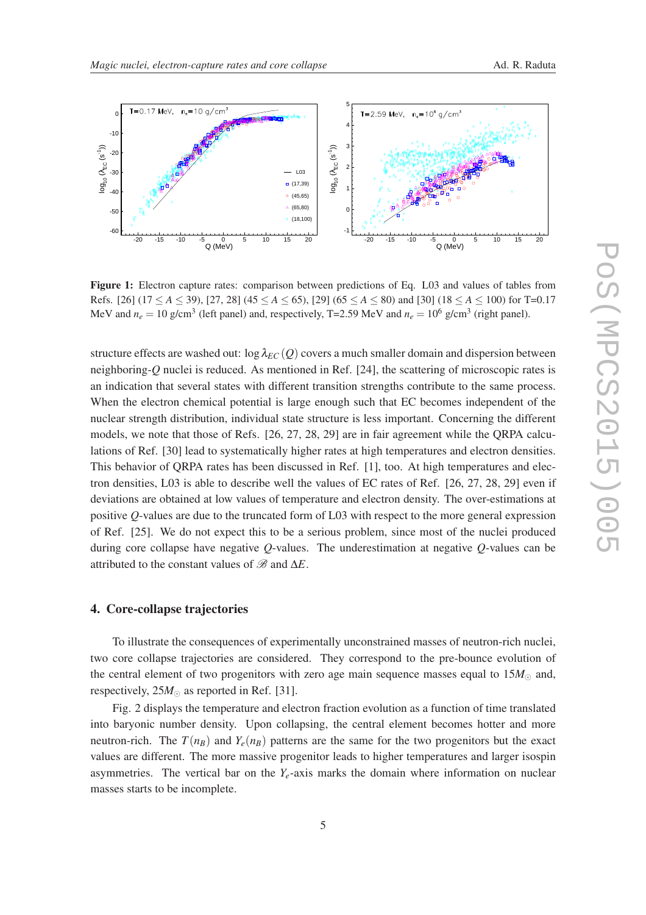**Figure 1:** Electron capture rates: comparison between predictions of Eq. L03 and values of tables from Refs. [26] ($17 \leq A \leq 39$), [27, 28] ($45 \leq A \leq 65$), [29] ($65 \leq A \leq 80$) and [30] ($18 \leq A \leq 100$) for T=0.17 MeV and $n_e = 10$ g/cm$^3$ (left panel) and, respectively, T=2.59 MeV and $n_e = 10^6$ g/cm$^3$ (right panel).

structure effects are washed out: $\log \lambda_{EC}(Q)$ covers a much smaller domain and dispersion between neighboring-$Q$ nuclei is reduced. As mentioned in Ref. [24], the scattering of microscopic rates is an indication that several states with different transition strengths contribute to the same process. When the electron chemical potential is large enough such that EC becomes independent of the nuclear strength distribution, individual state structure is less important. Concerning the different models, we note that those of Refs. [26, 27, 28, 29] are in fair agreement while the QRPA calculations of Ref. [30] lead to systematically higher rates at high temperatures and electron densities. This behavior of QRPA rates has been discussed in Ref. [1], too. At high temperatures and electron densities, L03 is able to describe well the values of EC rates of Ref. [26, 27, 28, 29] even if deviations are obtained at low values of temperature and electron density. The over-estimations at positive $Q$-values are due to the truncated form of L03 with respect to the more general expression of Ref. [25]. We do not expect this to be a serious problem, since most of the nuclei produced during core collapse have negative $Q$-values. The underestimation at negative $Q$-values can be attributed to the constant values of $\mathscr{B}$ and $\Delta E$.

## 4. Core-collapse trajectories

To illustrate the consequences of experimentally unconstrained masses of neutron-rich nuclei, two core collapse trajectories are considered. They correspond to the pre-bounce evolution of the central element of two progenitors with zero age main sequence masses equal to $15M_\odot$ and, respectively, $25M_\odot$ as reported in Ref. [31].

Fig. 2 displays the temperature and electron fraction evolution as a function of time translated into baryonic number density. Upon collapsing, the central element becomes hotter and more neutron-rich. The $T(n_B)$ and $Y_e(n_B)$ patterns are the same for the two progenitors but the exact values are different. The more massive progenitor leads to higher temperatures and larger isospin asymmetries. The vertical bar on the $Y_e$-axis marks the domain where information on nuclear masses starts to be incomplete.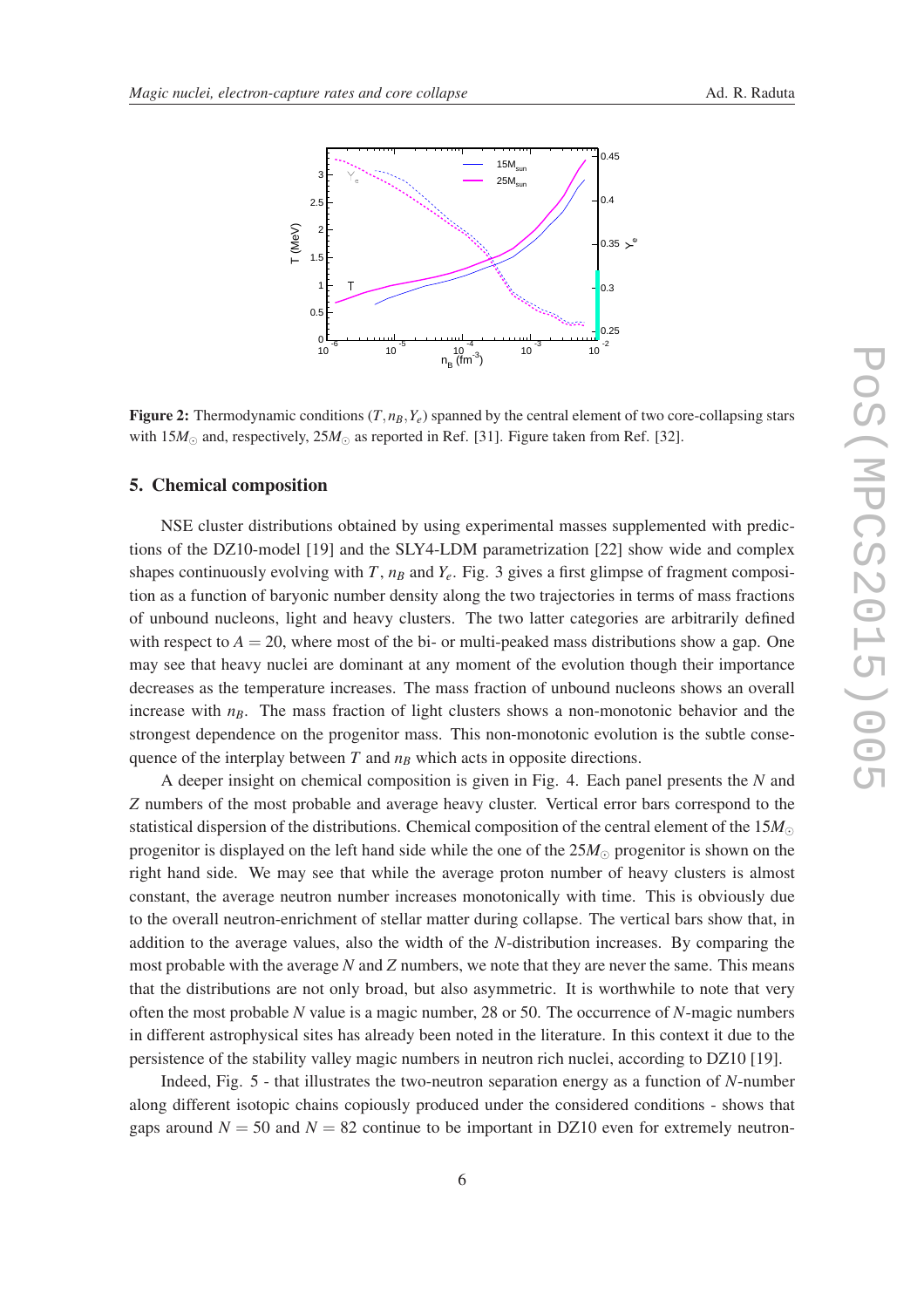**Figure 2:** Thermodynamic conditions $(T, n_B, Y_e)$ spanned by the central element of two core-collapsing stars with $15M_\odot$ and, respectively, $25M_\odot$ as reported in Ref. [31]. Figure taken from Ref. [32].

## 5. Chemical composition

NSE cluster distributions obtained by using experimental masses supplemented with predictions of the DZ10-model [19] and the SLY4-LDM parametrization [22] show wide and complex shapes continuously evolving with $T$, $n_B$ and $Y_e$. Fig. 3 gives a first glimpse of fragment composition as a function of baryonic number density along the two trajectories in terms of mass fractions of unbound nucleons, light and heavy clusters. The two latter categories are arbitrarily defined with respect to $A = 20$, where most of the bi- or multi-peaked mass distributions show a gap. One may see that heavy nuclei are dominant at any moment of the evolution though their importance decreases as the temperature increases. The mass fraction of unbound nucleons shows an overall increase with $n_B$. The mass fraction of light clusters shows a non-monotonic behavior and the strongest dependence on the progenitor mass. This non-monotonic evolution is the subtle consequence of the interplay between $T$ and $n_B$ which acts in opposite directions.

A deeper insight on chemical composition is given in Fig. 4. Each panel presents the $N$ and $Z$ numbers of the most probable and average heavy cluster. Vertical error bars correspond to the statistical dispersion of the distributions. Chemical composition of the central element of the $15M_\odot$ progenitor is displayed on the left hand side while the one of the $25M_\odot$ progenitor is shown on the right hand side. We may see that while the average proton number of heavy clusters is almost constant, the average neutron number increases monotonically with time. This is obviously due to the overall neutron-enrichment of stellar matter during collapse. The vertical bars show that, in addition to the average values, also the width of the $N$-distribution increases. By comparing the most probable with the average $N$ and $Z$ numbers, we note that they are never the same. This means that the distributions are not only broad, but also asymmetric. It is worthwhile to note that very often the most probable $N$ value is a magic number, 28 or 50. The occurrence of $N$-magic numbers in different astrophysical sites has already been noted in the literature. In this context it due to the persistence of the stability valley magic numbers in neutron rich nuclei, according to DZ10 [19].

Indeed, Fig. 5 - that illustrates the two-neutron separation energy as a function of $N$-number along different isotopic chains copiously produced under the considered conditions - shows that gaps around $N = 50$ and $N = 82$ continue to be important in DZ10 even for extremely neutron-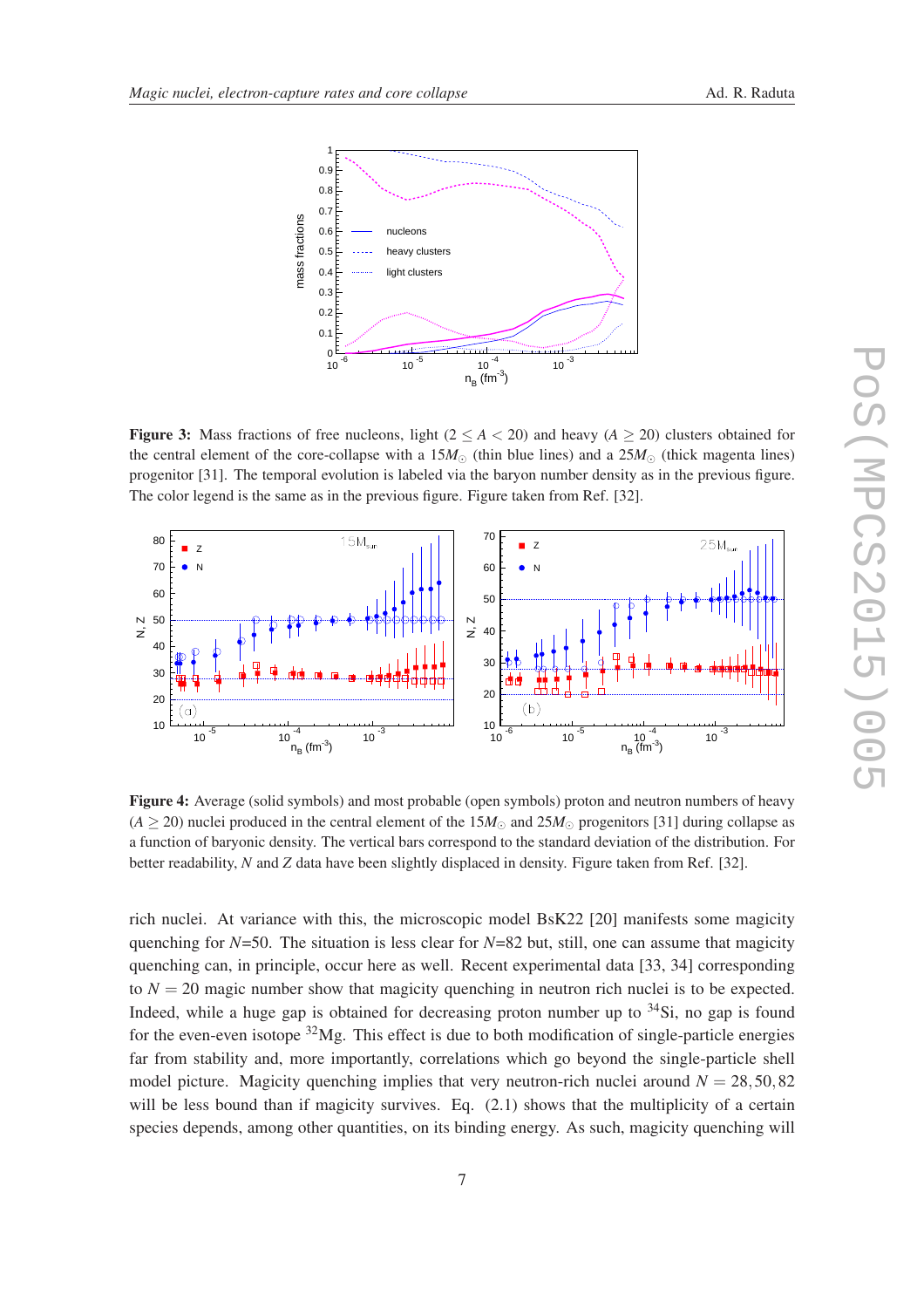**Figure 3:** Mass fractions of free nucleons, light ($2 \leq A < 20$) and heavy ($A \geq 20$) clusters obtained for the central element of the core-collapse with a $15M_\odot$ (thin blue lines) and a $25M_\odot$ (thick magenta lines) progenitor [31]. The temporal evolution is labeled via the baryon number density as in the previous figure. The color legend is the same as in the previous figure. Figure taken from Ref. [32].

**Figure 4:** Average (solid symbols) and most probable (open symbols) proton and neutron numbers of heavy ($A \geq 20$) nuclei produced in the central element of the $15M_\odot$ and $25M_\odot$ progenitors [31] during collapse as a function of baryonic density. The vertical bars correspond to the standard deviation of the distribution. For better readability, $N$ and $Z$ data have been slightly displaced in density. Figure taken from Ref. [32].

rich nuclei. At variance with this, the microscopic model BsK22 [20] manifests some magicity quenching for $N$=50. The situation is less clear for $N$=82 but, still, one can assume that magicity quenching can, in principle, occur here as well. Recent experimental data [33, 34] corresponding to $N = 20$ magic number show that magicity quenching in neutron rich nuclei is to be expected. Indeed, while a huge gap is obtained for decreasing proton number up to $^{34}$Si, no gap is found for the even-even isotope $^{32}$Mg. This effect is due to both modification of single-particle energies far from stability and, more importantly, correlations which go beyond the single-particle shell model picture. Magicity quenching implies that very neutron-rich nuclei around $N = 28, 50, 82$ will be less bound than if magicity survives. Eq. (2.1) shows that the multiplicity of a certain species depends, among other quantities, on its binding energy. As such, magicity quenching will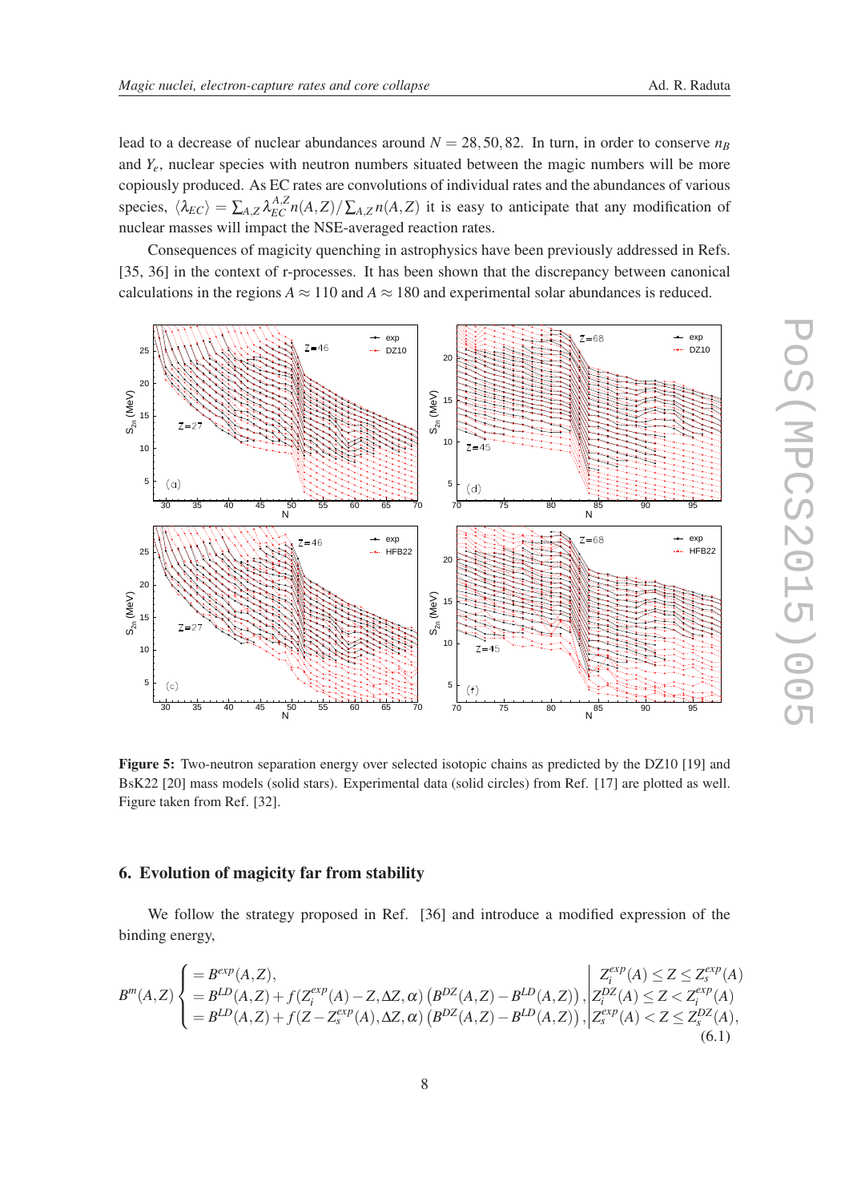lead to a decrease of nuclear abundances around $N = 28, 50, 82$. In turn, in order to conserve $n_B$ and $Y_e$, nuclear species with neutron numbers situated between the magic numbers will be more copiously produced. As EC rates are convolutions of individual rates and the abundances of various species, $\langle \lambda_{EC} \rangle = \sum_{A,Z} \lambda_{EC}^{A,Z} n(A,Z) / \sum_{A,Z} n(A,Z)$ it is easy to anticipate that any modification of nuclear masses will impact the NSE-averaged reaction rates.

Consequences of magicity quenching in astrophysics have been previously addressed in Refs. [35, 36] in the context of r-processes. It has been shown that the discrepancy between canonical calculations in the regions $A \approx 110$ and $A \approx 180$ and experimental solar abundances is reduced.

**Figure 5:** Two-neutron separation energy over selected isotopic chains as predicted by the DZ10 [19] and BsK22 [20] mass models (solid stars). Experimental data (solid circles) from Ref. [17] are plotted as well. Figure taken from Ref. [32].

## 6. Evolution of magicity far from stability

We follow the strategy proposed in Ref. [36] and introduce a modified expression of the binding energy,

$$
B^m(A,Z) \begin{cases} = B^{exp}(A,Z), & Z_i^{exp}(A) \leq Z \leq Z_s^{exp}(A) \\ = B^{LD}(A,Z) + f(Z_i^{exp}(A) - Z, \Delta Z, \alpha) \left( B^{DZ}(A,Z) - B^{LD}(A,Z) \right), & Z_i^{DZ}(A) \leq Z < Z_i^{exp}(A) \\ = B^{LD}(A,Z) + f(Z - Z_s^{exp}(A), \Delta Z, \alpha) \left( B^{DZ}(A,Z) - B^{LD}(A,Z) \right), & Z_s^{exp}(A) < Z \leq Z_s^{DZ}(A), \end{cases} \tag{6.1}
$$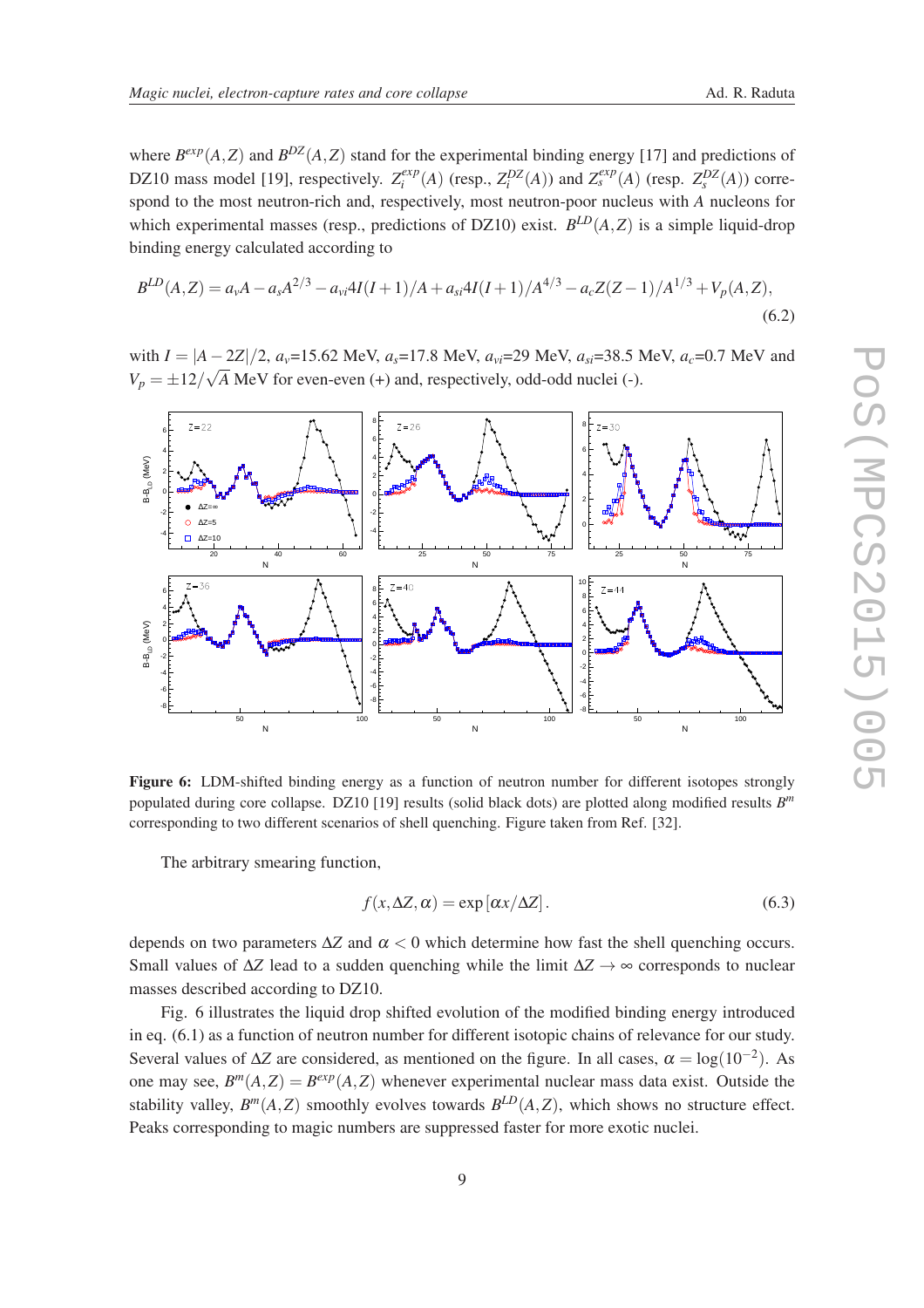where $B^{exp}(A,Z)$ and $B^{DZ}(A,Z)$ stand for the experimental binding energy [17] and predictions of DZ10 mass model [19], respectively. $Z_i^{exp}(A)$ (resp., $Z_i^{DZ}(A)$) and $Z_s^{exp}(A)$ (resp. $Z_s^{DZ}(A)$) correspond to the most neutron-rich and, respectively, most neutron-poor nucleus with $A$ nucleons for which experimental masses (resp., predictions of DZ10) exist. $B^{LD}(A,Z)$ is a simple liquid-drop binding energy calculated according to

$$B^{LD}(A,Z) = a_v A - a_s A^{2/3} - a_{vi} 4I(I+1)/A + a_{si} 4I(I+1)/A^{4/3} - a_c Z(Z-1)/A^{1/3} + V_p(A,Z), \tag{6.2}$$

with $I = |A-2Z|/2$, $a_v$=15.62 MeV, $a_s$=17.8 MeV, $a_{vi}$=29 MeV, $a_{si}$=38.5 MeV, $a_c$=0.7 MeV and $V_p = \pm 12/\sqrt{A}$ MeV for even-even (+) and, respectively, odd-odd nuclei (-).

**Figure 6:** LDM-shifted binding energy as a function of neutron number for different isotopes strongly populated during core collapse. DZ10 [19] results (solid black dots) are plotted along modified results $B^m$ corresponding to two different scenarios of shell quenching. Figure taken from Ref. [32].

The arbitrary smearing function,

$$f(x, \Delta Z, \alpha) = \exp\left[\alpha x/\Delta Z\right]. \tag{6.3}$$

depends on two parameters $\Delta Z$ and $\alpha < 0$ which determine how fast the shell quenching occurs. Small values of $\Delta Z$ lead to a sudden quenching while the limit $\Delta Z \to \infty$ corresponds to nuclear masses described according to DZ10.

Fig. 6 illustrates the liquid drop shifted evolution of the modified binding energy introduced in eq. (6.1) as a function of neutron number for different isotopic chains of relevance for our study. Several values of $\Delta Z$ are considered, as mentioned on the figure. In all cases, $\alpha = \log(10^{-2})$. As one may see, $B^m(A,Z) = B^{exp}(A,Z)$ whenever experimental nuclear mass data exist. Outside the stability valley, $B^m(A,Z)$ smoothly evolves towards $B^{LD}(A,Z)$, which shows no structure effect. Peaks corresponding to magic numbers are suppressed faster for more exotic nuclei.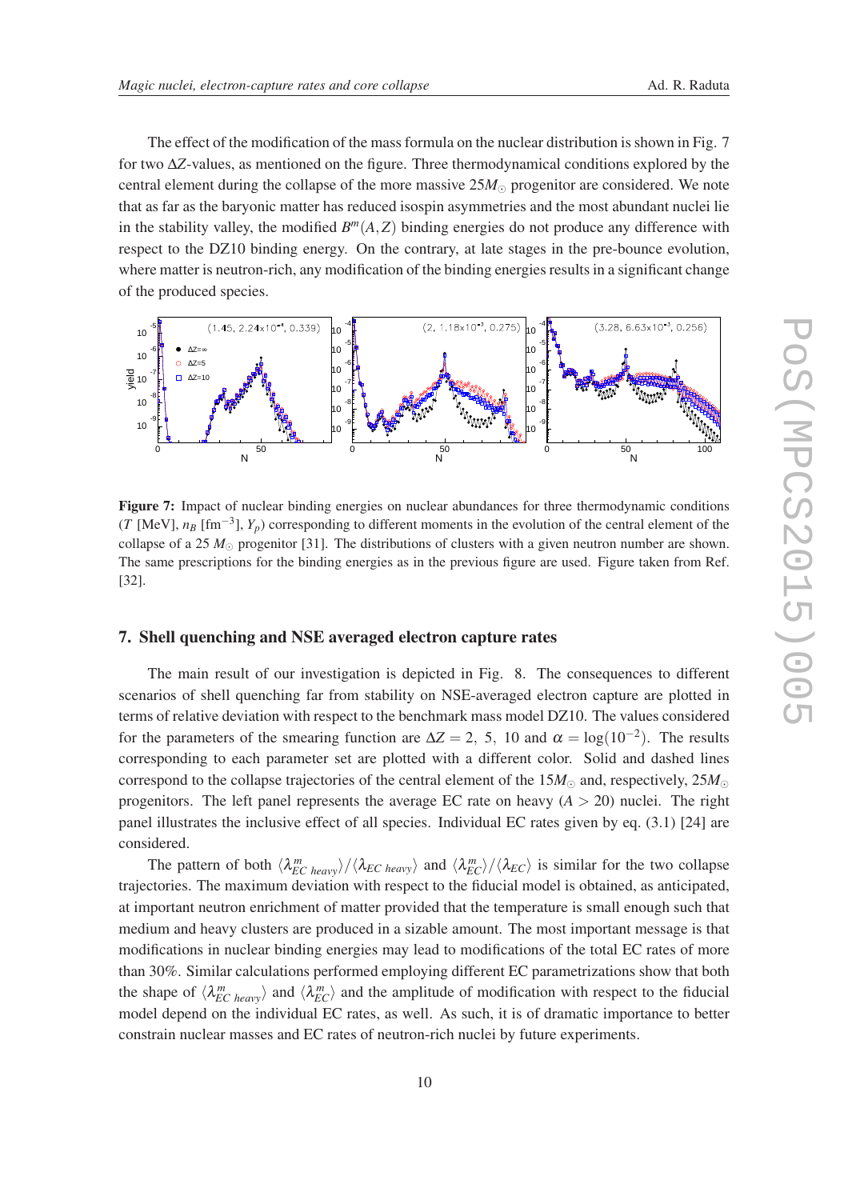The effect of the modification of the mass formula on the nuclear distribution is shown in Fig. 7 for two $\Delta Z$-values, as mentioned on the figure. Three thermodynamical conditions explored by the central element during the collapse of the more massive $25 M_\odot$ progenitor are considered. We note that as far as the baryonic matter has reduced isospin asymmetries and the most abundant nuclei lie in the stability valley, the modified $B^m(A,Z)$ binding energies do not produce any difference with respect to the DZ10 binding energy. On the contrary, at late stages in the pre-bounce evolution, where matter is neutron-rich, any modification of the binding energies results in a significant change of the produced species.

**Figure 7:** Impact of nuclear binding energies on nuclear abundances for three thermodynamic conditions ($T$ [MeV], $n_B$ [fm$^{-3}$], $Y_p$) corresponding to different moments in the evolution of the central element of the collapse of a 25 $M_\odot$ progenitor [31]. The distributions of clusters with a given neutron number are shown. The same prescriptions for the binding energies as in the previous figure are used. Figure taken from Ref. [32].

## 7. Shell quenching and NSE averaged electron capture rates

The main result of our investigation is depicted in Fig. 8. The consequences to different scenarios of shell quenching far from stability on NSE-averaged electron capture are plotted in terms of relative deviation with respect to the benchmark mass model DZ10. The values considered for the parameters of the smearing function are $\Delta Z = 2,\ 5,\ 10$ and $\alpha = \log(10^{-2})$. The results corresponding to each parameter set are plotted with a different color. Solid and dashed lines correspond to the collapse trajectories of the central element of the $15 M_\odot$ and, respectively, $25 M_\odot$ progenitors. The left panel represents the average EC rate on heavy ($A > 20$) nuclei. The right panel illustrates the inclusive effect of all species. Individual EC rates given by eq. (3.1) [24] are considered.

The pattern of both $\langle \lambda^m_{EC\ heavy} \rangle / \langle \lambda_{EC\ heavy} \rangle$ and $\langle \lambda^m_{EC} \rangle / \langle \lambda_{EC} \rangle$ is similar for the two collapse trajectories. The maximum deviation with respect to the fiducial model is obtained, as anticipated, at important neutron enrichment of matter provided that the temperature is small enough such that medium and heavy clusters are produced in a sizable amount. The most important message is that modifications in nuclear binding energies may lead to modifications of the total EC rates of more than 30%. Similar calculations performed employing different EC parametrizations show that both the shape of $\langle \lambda^m_{EC\ heavy} \rangle$ and $\langle \lambda^m_{EC} \rangle$ and the amplitude of modification with respect to the fiducial model depend on the individual EC rates, as well. As such, it is of dramatic importance to better constrain nuclear masses and EC rates of neutron-rich nuclei by future experiments.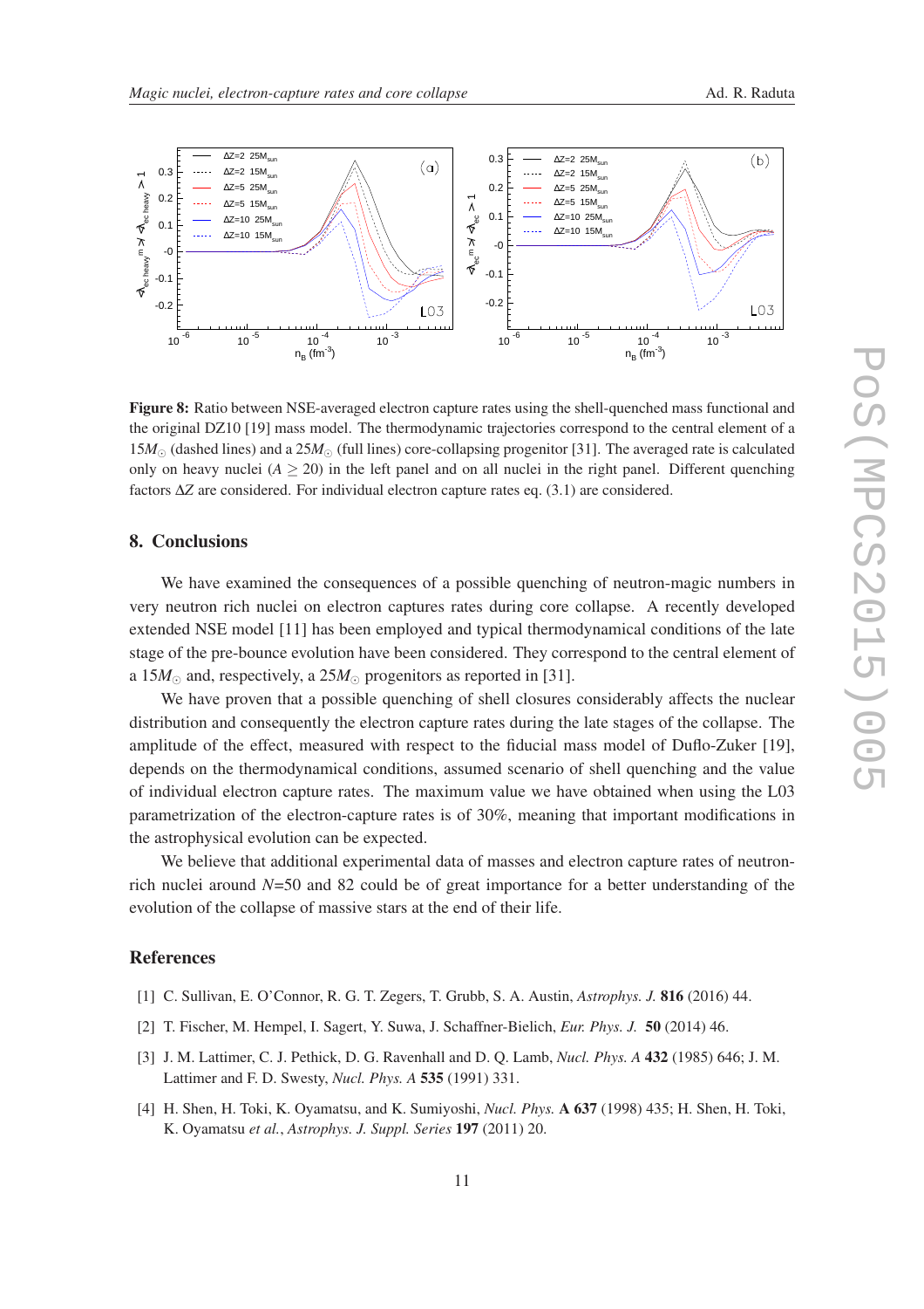**Figure 8:** Ratio between NSE-averaged electron capture rates using the shell-quenched mass functional and the original DZ10 [19] mass model. The thermodynamic trajectories correspond to the central element of a $15M_\odot$ (dashed lines) and a $25M_\odot$ (full lines) core-collapsing progenitor [31]. The averaged rate is calculated only on heavy nuclei ($A \geq 20$) in the left panel and on all nuclei in the right panel. Different quenching factors $\Delta Z$ are considered. For individual electron capture rates eq. (3.1) are considered.

## 8. Conclusions

We have examined the consequences of a possible quenching of neutron-magic numbers in very neutron rich nuclei on electron captures rates during core collapse. A recently developed extended NSE model [11] has been employed and typical thermodynamical conditions of the late stage of the pre-bounce evolution have been considered. They correspond to the central element of a $15M_\odot$ and, respectively, a $25M_\odot$ progenitors as reported in [31].

We have proven that a possible quenching of shell closures considerably affects the nuclear distribution and consequently the electron capture rates during the late stages of the collapse. The amplitude of the effect, measured with respect to the fiducial mass model of Duflo-Zuker [19], depends on the thermodynamical conditions, assumed scenario of shell quenching and the value of individual electron capture rates. The maximum value we have obtained when using the L03 parametrization of the electron-capture rates is of 30%, meaning that important modifications in the astrophysical evolution can be expected.

We believe that additional experimental data of masses and electron capture rates of neutron-rich nuclei around $N$=50 and 82 could be of great importance for a better understanding of the evolution of the collapse of massive stars at the end of their life.

## References

[1] C. Sullivan, E. O'Connor, R. G. T. Zegers, T. Grubb, S. A. Austin, *Astrophys. J.* **816** (2016) 44.

[2] T. Fischer, M. Hempel, I. Sagert, Y. Suwa, J. Schaffner-Bielich, *Eur. Phys. J.* **50** (2014) 46.

[3] J. M. Lattimer, C. J. Pethick, D. G. Ravenhall and D. Q. Lamb, *Nucl. Phys. A* **432** (1985) 646; J. M. Lattimer and F. D. Swesty, *Nucl. Phys. A* **535** (1991) 331.

[4] H. Shen, H. Toki, K. Oyamatsu, and K. Sumiyoshi, *Nucl. Phys.* **A 637** (1998) 435; H. Shen, H. Toki, K. Oyamatsu *et al.*, *Astrophys. J. Suppl. Series* **197** (2011) 20.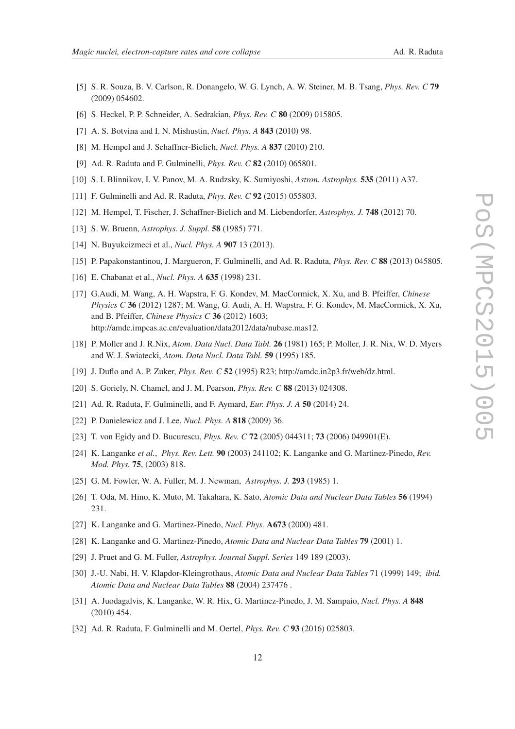[5] S. R. Souza, B. V. Carlson, R. Donangelo, W. G. Lynch, A. W. Steiner, M. B. Tsang, *Phys. Rev. C* **79** (2009) 054602.

[6] S. Heckel, P. P. Schneider, A. Sedrakian, *Phys. Rev. C* **80** (2009) 015805.

[7] A. S. Botvina and I. N. Mishustin, *Nucl. Phys. A* **843** (2010) 98.

[8] M. Hempel and J. Schaffner-Bielich, *Nucl. Phys. A* **837** (2010) 210.

[9] Ad. R. Raduta and F. Gulminelli, *Phys. Rev. C* **82** (2010) 065801.

[10] S. I. Blinnikov, I. V. Panov, M. A. Rudzsky, K. Sumiyoshi, *Astron. Astrophys.* **535** (2011) A37.

[11] F. Gulminelli and Ad. R. Raduta, *Phys. Rev. C* **92** (2015) 055803.

[12] M. Hempel, T. Fischer, J. Schaffner-Bielich and M. Liebendorfer, *Astrophys. J.* **748** (2012) 70.

[13] S. W. Bruenn, *Astrophys. J. Suppl.* **58** (1985) 771.

[14] N. Buyukcizmeci et al., *Nucl. Phys. A* **907** 13 (2013).

[15] P. Papakonstantinou, J. Margueron, F. Gulminelli, and Ad. R. Raduta, *Phys. Rev. C* **88** (2013) 045805.

[16] E. Chabanat et al., *Nucl. Phys. A* **635** (1998) 231.

[17] G.Audi, M. Wang, A. H. Wapstra, F. G. Kondev, M. MacCormick, X. Xu, and B. Pfeiffer, *Chinese Physics C* **36** (2012) 1287; M. Wang, G. Audi, A. H. Wapstra, F. G. Kondev, M. MacCormick, X. Xu, and B. Pfeiffer, *Chinese Physics C* **36** (2012) 1603; http://amdc.impcas.ac.cn/evaluation/data2012/data/nubase.mas12.

[18] P. Moller and J. R.Nix, *Atom. Data Nucl. Data Tabl.* **26** (1981) 165; P. Moller, J. R. Nix, W. D. Myers and W. J. Swiatecki, *Atom. Data Nucl. Data Tabl.* **59** (1995) 185.

[19] J. Duflo and A. P. Zuker, *Phys. Rev. C* **52** (1995) R23; http://amdc.in2p3.fr/web/dz.html.

[20] S. Goriely, N. Chamel, and J. M. Pearson, *Phys. Rev. C* **88** (2013) 024308.

[21] Ad. R. Raduta, F. Gulminelli, and F. Aymard, *Eur. Phys. J. A* **50** (2014) 24.

[22] P. Danielewicz and J. Lee, *Nucl. Phys. A* **818** (2009) 36.

[23] T. von Egidy and D. Bucurescu, *Phys. Rev. C* **72** (2005) 044311; **73** (2006) 049901(E).

[24] K. Langanke *et al.*, *Phys. Rev. Lett.* **90** (2003) 241102; K. Langanke and G. Martinez-Pinedo, *Rev. Mod. Phys.* **75**, (2003) 818.

[25] G. M. Fowler, W. A. Fuller, M. J. Newman, *Astrophys. J.* **293** (1985) 1.

[26] T. Oda, M. Hino, K. Muto, M. Takahara, K. Sato, *Atomic Data and Nuclear Data Tables* **56** (1994) 231.

[27] K. Langanke and G. Martinez-Pinedo, *Nucl. Phys.* **A673** (2000) 481.

[28] K. Langanke and G. Martinez-Pinedo, *Atomic Data and Nuclear Data Tables* **79** (2001) 1.

[29] J. Pruet and G. M. Fuller, *Astrophys. Journal Suppl. Series* 149 189 (2003).

[30] J.-U. Nabi, H. V. Klapdor-Kleingrothaus, *Atomic Data and Nuclear Data Tables* 71 (1999) 149; *ibid. Atomic Data and Nuclear Data Tables* **88** (2004) 237476 .

[31] A. Juodagalvis, K. Langanke, W. R. Hix, G. Martinez-Pinedo, J. M. Sampaio, *Nucl. Phys. A* **848** (2010) 454.

[32] Ad. R. Raduta, F. Gulminelli and M. Oertel, *Phys. Rev. C* **93** (2016) 025803.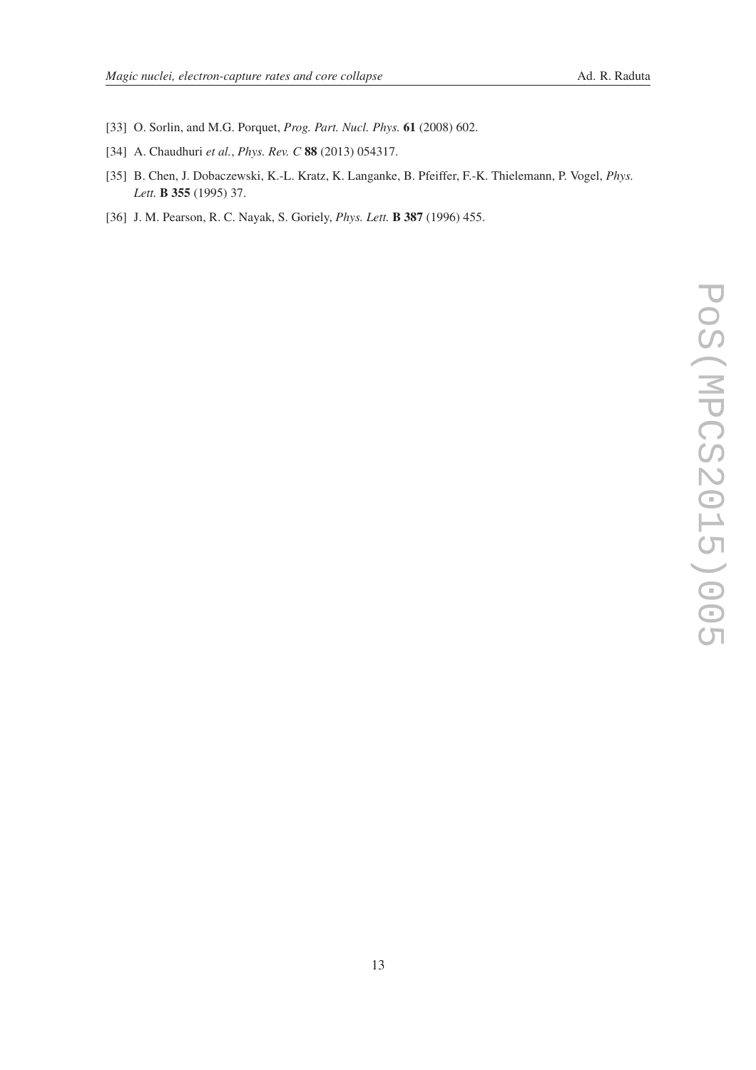[33] O. Sorlin, and M.G. Porquet, *Prog. Part. Nucl. Phys.* **61** (2008) 602.

[34] A. Chaudhuri *et al.*, *Phys. Rev. C* **88** (2013) 054317.

[35] B. Chen, J. Dobaczewski, K.-L. Kratz, K. Langanke, B. Pfeiffer, F.-K. Thielemann, P. Vogel, *Phys. Lett.* **B 355** (1995) 37.

[36] J. M. Pearson, R. C. Nayak, S. Goriely, *Phys. Lett.* **B 387** (1996) 455.